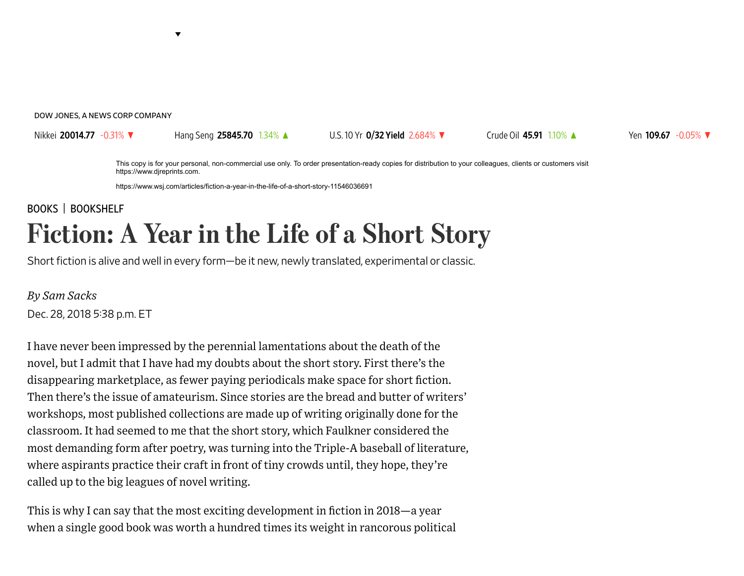DOW JONES, A NEWS CORP COMPANY

Nikkei **20014.77** -0.31% ▼ Hang Seng **25845.70** 1.34% ▲ U.S. 10 Yr **0/32 Yield** 2.684% ▼ Crude Oil **45.91** 1.10% ▲ Yen **109.67** -0.05% ▼

This copy is for your personal, non-commercial use only. To order presentation-ready copies for distribution to your colleagues, clients or customers visit https://www.djreprints.com.

https://www.wsj.com/articles/fiction-a-year-in-the-life-of-a-short-story-11546036691

BOOKS | BOOKSHELF

# Fiction: A Year in the Life of a Short Story

Short fiction is alive and well in every form—be it new, newly translated, experimental or classic.

*By Sam Sacks*

Dec. 28, 2018 5:38 p.m. ET

I have never been impressed by the perennial lamentations about the death of the novel, but I admit that I have had my doubts about the short story. First there's the disappearing marketplace, as fewer paying periodicals make space for short fiction. Then there's the issue of amateurism. Since stories are the bread and butter of writers' workshops, most published collections are made up of writing originally done for the classroom. It had seemed to me that the short story, which Faulkner considered the most demanding form after poetry, was turning into the Triple-A baseball of literature, where aspirants practice their craft in front of tiny crowds until, they hope, they're called up to the big leagues of novel writing.

This is why I can say that the most exciting development in fiction in 2018—a year when a single good book was worth a hundred times its weight in rancorous political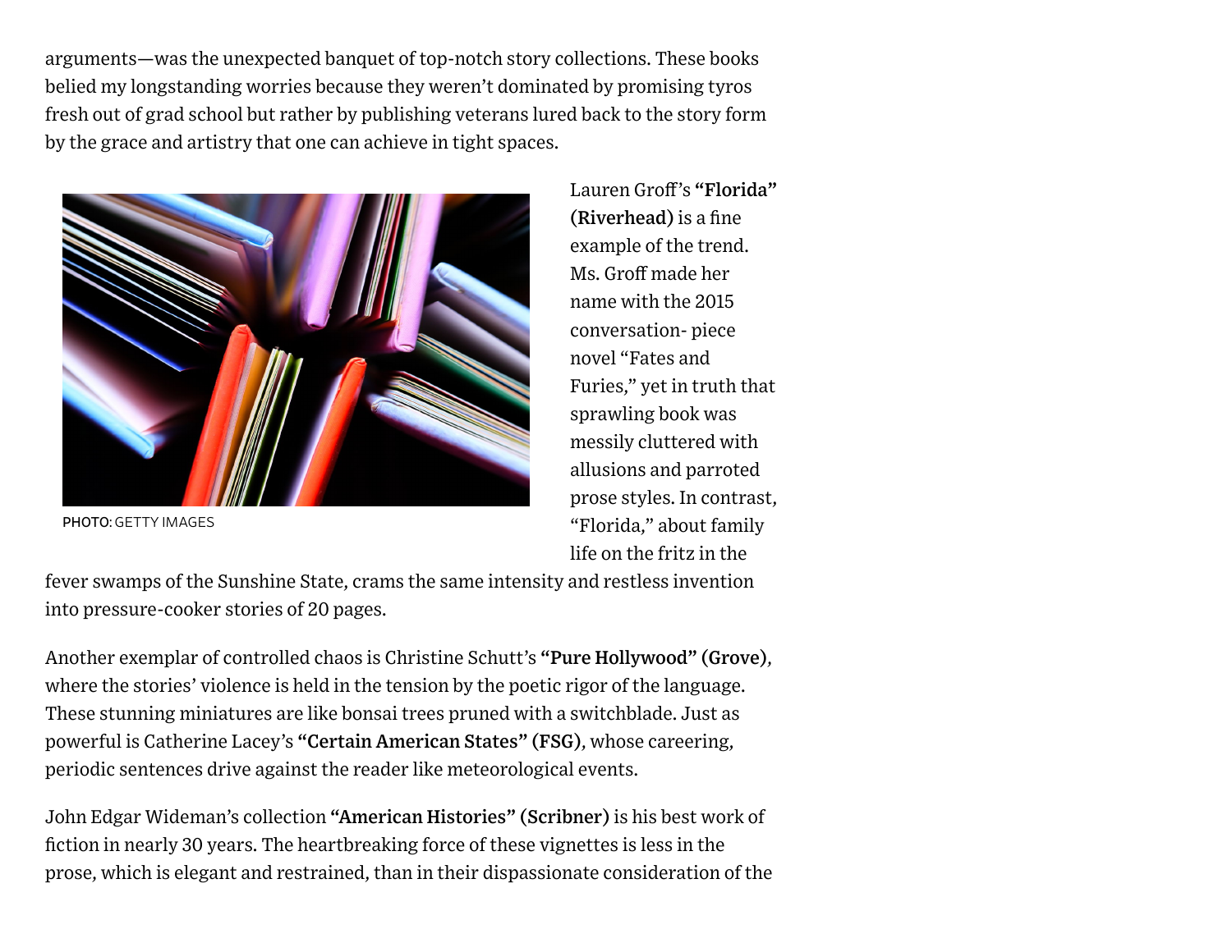arguments—was the unexpected banquet of top-notch story collections. These books belied my longstanding worries because they weren't dominated by promising tyros fresh out of grad school but rather by publishing veterans lured back to the story form by the grace and artistry that one can achieve in tight spaces.

PHOTO: GETTY IMAGES

Lauren Groff's **"Florida" (Riverhead)** is a fine example of the trend. Ms. Groff made her name with the 2015 conversation- piece novel "Fates and Furies," yet in truth that sprawling book was messily cluttered with allusions and parroted prose styles. In contrast, "Florida," about family life on the fritz in the fever swamps of the Sunshine State, crams the same intensity and restless invention into pressure-cooker stories of 20 pages.

Another exemplar of controlled chaos is Christine Schutt's **"Pure Hollywood" (Grove)**, where the stories' violence is held in the tension by the poetic rigor of the language. These stunning miniatures are like bonsai trees pruned with a switchblade. Just as powerful is Catherine Lacey's **"Certain American States" (FSG)**, whose careering, periodic sentences drive against the reader like meteorological events.

John Edgar Wideman's collection **"American Histories" (Scribner)** is his best work of fiction in nearly 30 years. The heartbreaking force of these vignettes is less in the prose, which is elegant and restrained, than in their dispassionate consideration of the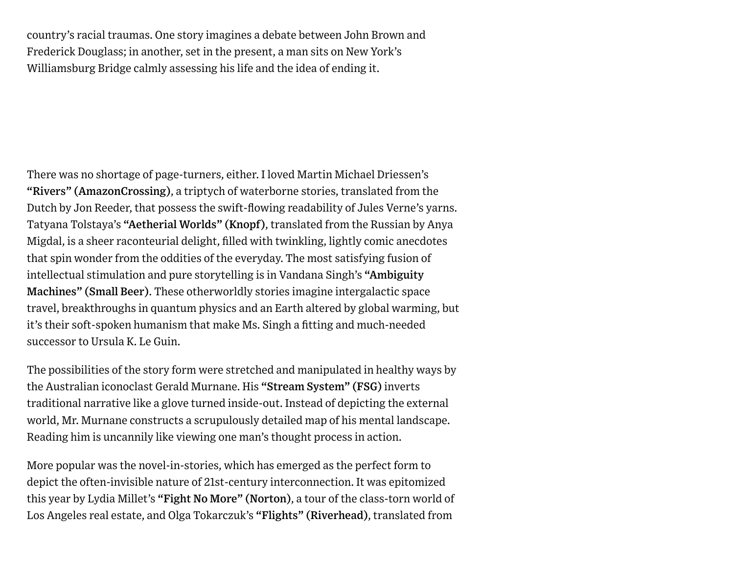country's racial traumas. One story imagines a debate between John Brown and Frederick Douglass; in another, set in the present, a man sits on New York's Williamsburg Bridge calmly assessing his life and the idea of ending it.

There was no shortage of page-turners, either. I loved Martin Michael Driessen's **"Rivers" (AmazonCrossing)**, a triptych of waterborne stories, translated from the Dutch by Jon Reeder, that possess the swift-flowing readability of Jules Verne's yarns. Tatyana Tolstaya's **"Aetherial Worlds" (Knopf)**, translated from the Russian by Anya Migdal, is a sheer raconteurial delight, filled with twinkling, lightly comic anecdotes that spin wonder from the oddities of the everyday. The most satisfying fusion of intellectual stimulation and pure storytelling is in Vandana Singh's **"Ambiguity Machines" (Small Beer)**. These otherworldly stories imagine intergalactic space travel, breakthroughs in quantum physics and an Earth altered by global warming, but it's their soft-spoken humanism that make Ms. Singh a fitting and much-needed successor to Ursula K. Le Guin.

The possibilities of the story form were stretched and manipulated in healthy ways by the Australian iconoclast Gerald Murnane. His **"Stream System" (FSG)** inverts traditional narrative like a glove turned inside-out. Instead of depicting the external world, Mr. Murnane constructs a scrupulously detailed map of his mental landscape. Reading him is uncannily like viewing one man's thought process in action.

More popular was the novel-in-stories, which has emerged as the perfect form to depict the often-invisible nature of 21st-century interconnection. It was epitomized this year by Lydia Millet's **"Fight No More" (Norton)**, a tour of the class-torn world of Los Angeles real estate, and Olga Tokarczuk's **"Flights" (Riverhead)**, translated from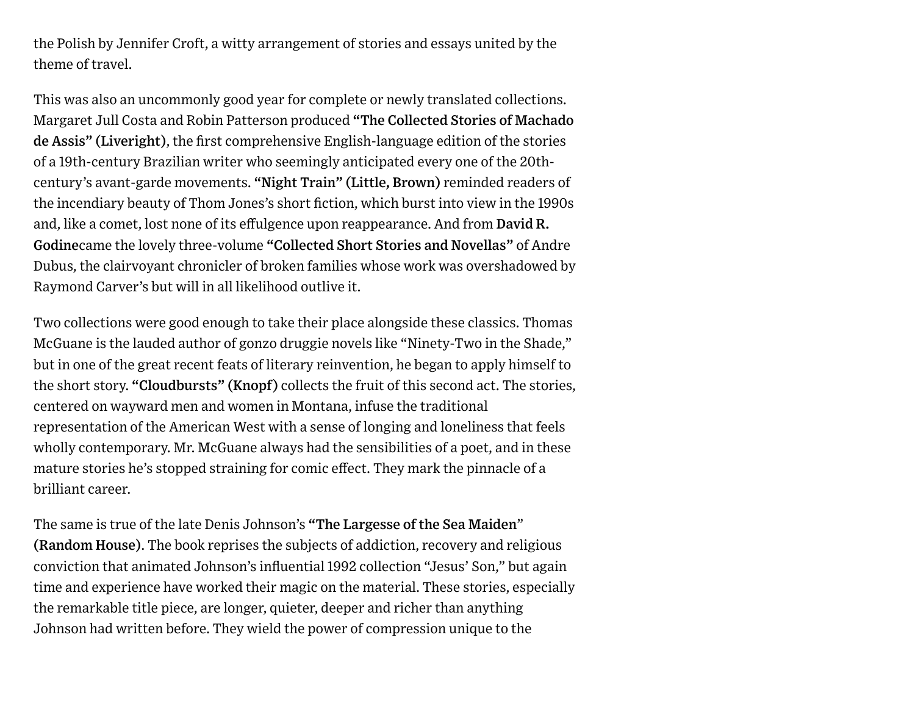the Polish by Jennifer Croft, a witty arrangement of stories and essays united by the theme of travel.

This was also an uncommonly good year for complete or newly translated collections. Margaret Jull Costa and Robin Patterson produced **"The Collected Stories of Machado de Assis" (Liveright)**, the first comprehensive English-language edition of the stories of a 19th-century Brazilian writer who seemingly anticipated every one of the 20th-century's avant-garde movements. **"Night Train" (Little, Brown)** reminded readers of the incendiary beauty of Thom Jones's short fiction, which burst into view in the 1990s and, like a comet, lost none of its effulgence upon reappearance. And from **David R. Godine**came the lovely three-volume **"Collected Short Stories and Novellas"** of Andre Dubus, the clairvoyant chronicler of broken families whose work was overshadowed by Raymond Carver's but will in all likelihood outlive it.

Two collections were good enough to take their place alongside these classics. Thomas McGuane is the lauded author of gonzo druggie novels like "Ninety-Two in the Shade," but in one of the great recent feats of literary reinvention, he began to apply himself to the short story. **"Cloudbursts" (Knopf)** collects the fruit of this second act. The stories, centered on wayward men and women in Montana, infuse the traditional representation of the American West with a sense of longing and loneliness that feels wholly contemporary. Mr. McGuane always had the sensibilities of a poet, and in these mature stories he's stopped straining for comic effect. They mark the pinnacle of a brilliant career.

The same is true of the late Denis Johnson's **"The Largesse of the Sea Maiden" (Random House)**. The book reprises the subjects of addiction, recovery and religious conviction that animated Johnson's influential 1992 collection "Jesus' Son," but again time and experience have worked their magic on the material. These stories, especially the remarkable title piece, are longer, quieter, deeper and richer than anything Johnson had written before. They wield the power of compression unique to the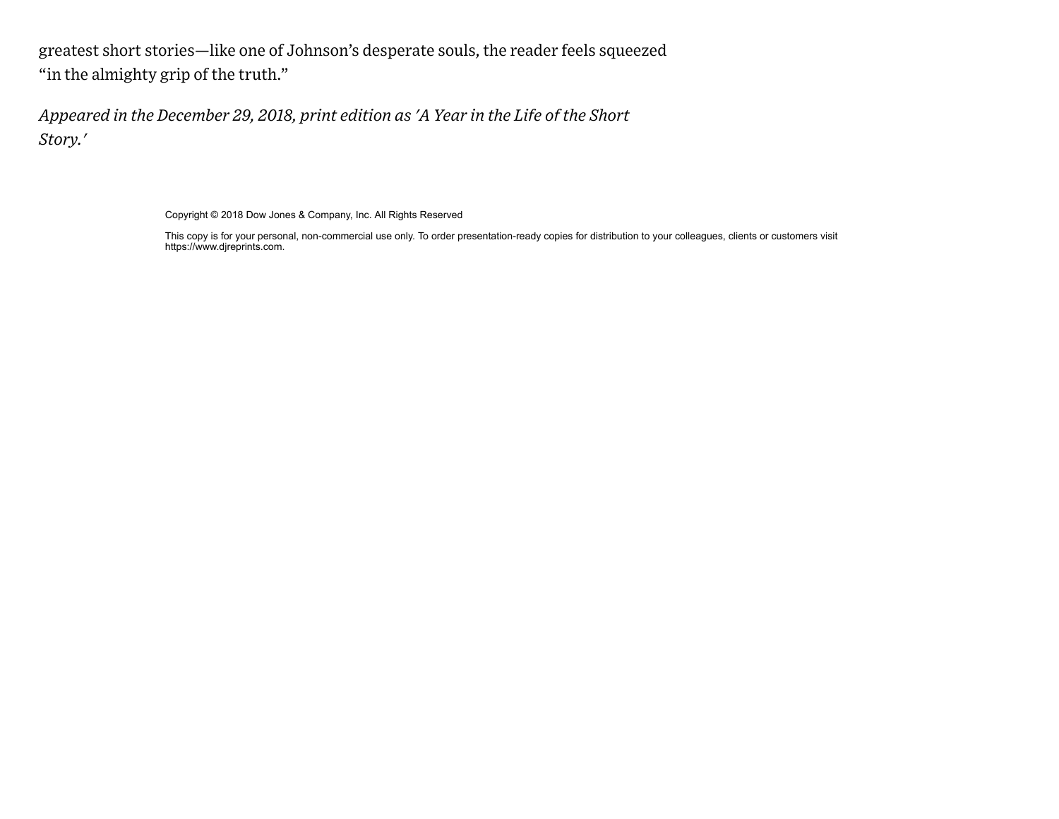greatest short stories—like one of Johnson's desperate souls, the reader feels squeezed "in the almighty grip of the truth."

*Appeared in the December 29, 2018, print edition as 'A Year in the Life of the Short Story.'*

Copyright © 2018 Dow Jones & Company, Inc. All Rights Reserved

This copy is for your personal, non-commercial use only. To order presentation-ready copies for distribution to your colleagues, clients or customers visit https://www.djreprints.com.